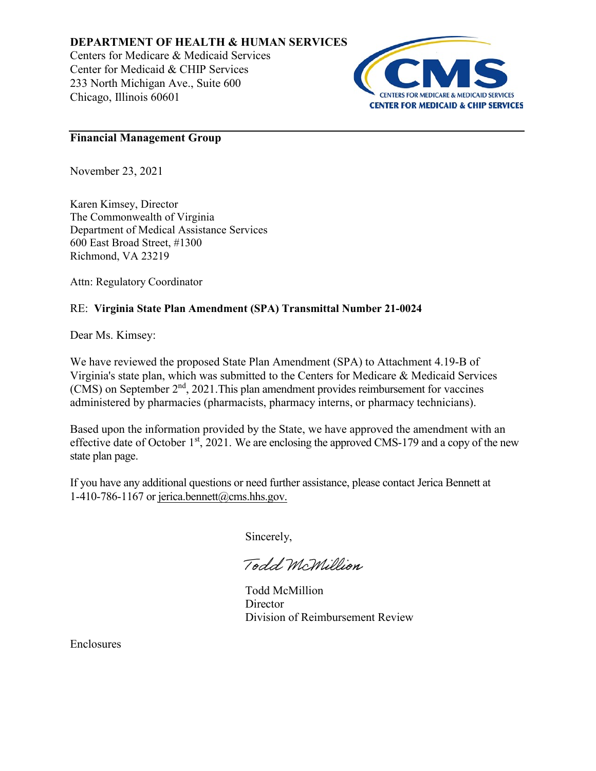**DEPARTMENT OF HEALTH & HUMAN SERVICES**
Centers for Medicare & Medicaid Services
Center for Medicaid & CHIP Services
233 North Michigan Ave., Suite 600
Chicago, Illinois 60601

CMS
CENTERS FOR MEDICARE & MEDICAID SERVICES
CENTER FOR MEDICAID & CHIP SERVICES

---

**Financial Management Group**

November 23, 2021

Karen Kimsey, Director
The Commonwealth of Virginia
Department of Medical Assistance Services
600 East Broad Street, #1300
Richmond, VA 23219

Attn: Regulatory Coordinator

RE: **Virginia State Plan Amendment (SPA) Transmittal Number 21-0024**

Dear Ms. Kimsey:

We have reviewed the proposed State Plan Amendment (SPA) to Attachment 4.19-B of Virginia's state plan, which was submitted to the Centers for Medicare & Medicaid Services (CMS) on September 2nd, 2021.This plan amendment provides reimbursement for vaccines administered by pharmacies (pharmacists, pharmacy interns, or pharmacy technicians).

Based upon the information provided by the State, we have approved the amendment with an effective date of October 1st, 2021. We are enclosing the approved CMS-179 and a copy of the new state plan page.

If you have any additional questions or need further assistance, please contact Jerica Bennett at 1-410-786-1167 or jerica.bennett@cms.hhs.gov.

Sincerely,

Todd McMillion

Todd McMillion
Director
Division of Reimbursement Review

Enclosures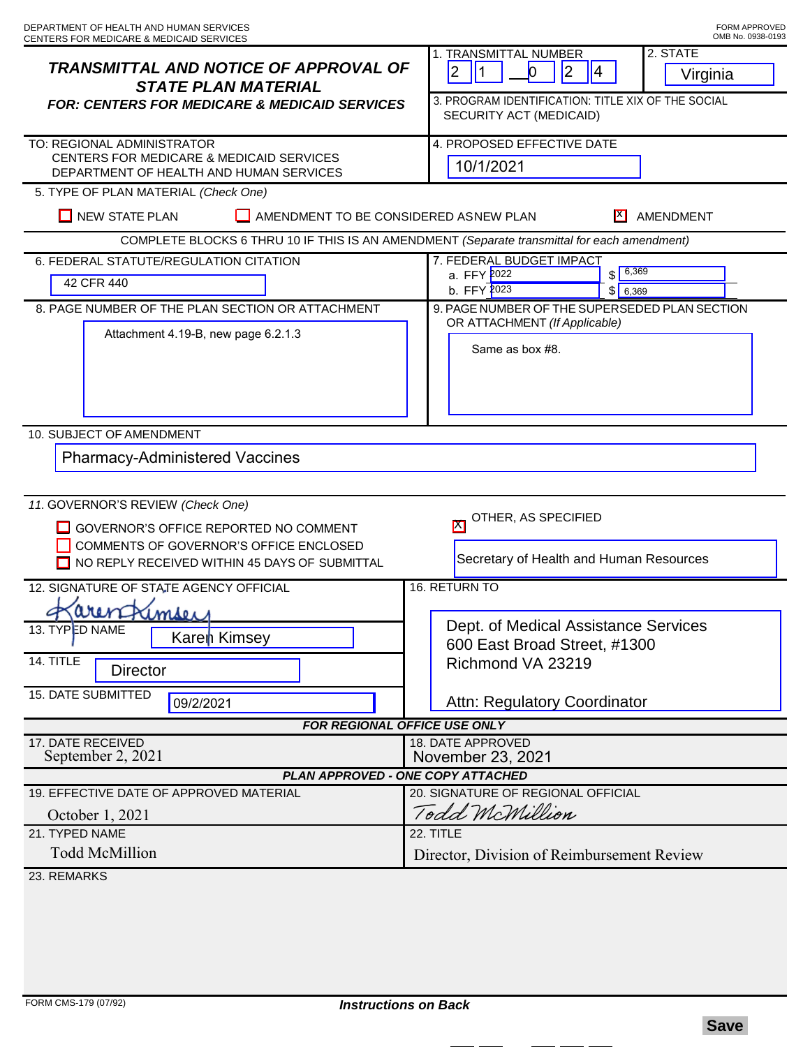DEPARTMENT OF HEALTH AND HUMAN SERVICES
CENTERS FOR MEDICARE & MEDICAID SERVICES

FORM APPROVED
OMB No. 0938-0193

# TRANSMITTAL AND NOTICE OF APPROVAL OF STATE PLAN MATERIAL

## FOR: CENTERS FOR MEDICARE & MEDICAID SERVICES

1. TRANSMITTAL NUMBER: 2 1 — 0 2 4

2. STATE: Virginia

3. PROGRAM IDENTIFICATION: TITLE XIX OF THE SOCIAL SECURITY ACT (MEDICAID)

TO: REGIONAL ADMINISTRATOR
CENTERS FOR MEDICARE & MEDICAID SERVICES
DEPARTMENT OF HEALTH AND HUMAN SERVICES

4. PROPOSED EFFECTIVE DATE: 10/1/2021

5. TYPE OF PLAN MATERIAL *(Check One)*

- [ ] NEW STATE PLAN
- [ ] AMENDMENT TO BE CONSIDERED AS NEW PLAN
- [X] AMENDMENT

COMPLETE BLOCKS 6 THRU 10 IF THIS IS AN AMENDMENT *(Separate transmittal for each amendment)*

6. FEDERAL STATUTE/REGULATION CITATION: 42 CFR 440

7. FEDERAL BUDGET IMPACT
   a. FFY 2022 $ 6,369
   b. FFY 2023 $ 6,369

8. PAGE NUMBER OF THE PLAN SECTION OR ATTACHMENT: Attachment 4.19-B, new page 6.2.1.3

9. PAGE NUMBER OF THE SUPERSEDED PLAN SECTION OR ATTACHMENT *(If Applicable)*: Same as box #8.

10. SUBJECT OF AMENDMENT: Pharmacy-Administered Vaccines

11. GOVERNOR'S REVIEW *(Check One)*

- [ ] GOVERNOR'S OFFICE REPORTED NO COMMENT
- [ ] COMMENTS OF GOVERNOR'S OFFICE ENCLOSED
- [ ] NO REPLY RECEIVED WITHIN 45 DAYS OF SUBMITTAL
- [X] OTHER, AS SPECIFIED: Secretary of Health and Human Resources

12. SIGNATURE OF STATE AGENCY OFFICIAL: Karen Kimsey

13. TYPED NAME: Karen Kimsey

14. TITLE: Director

15. DATE SUBMITTED: 09/2/2021

16. RETURN TO:
Dept. of Medical Assistance Services
600 East Broad Street, #1300
Richmond VA 23219

Attn: Regulatory Coordinator

**FOR REGIONAL OFFICE USE ONLY**

17. DATE RECEIVED: September 2, 2021

18. DATE APPROVED: November 23, 2021

**PLAN APPROVED - ONE COPY ATTACHED**

19. EFFECTIVE DATE OF APPROVED MATERIAL: October 1, 2021

20. SIGNATURE OF REGIONAL OFFICIAL: Todd McMillion

21. TYPED NAME: Todd McMillion

22. TITLE: Director, Division of Reimbursement Review

23. REMARKS

FORM CMS-179 (07/92)

*Instructions on Back*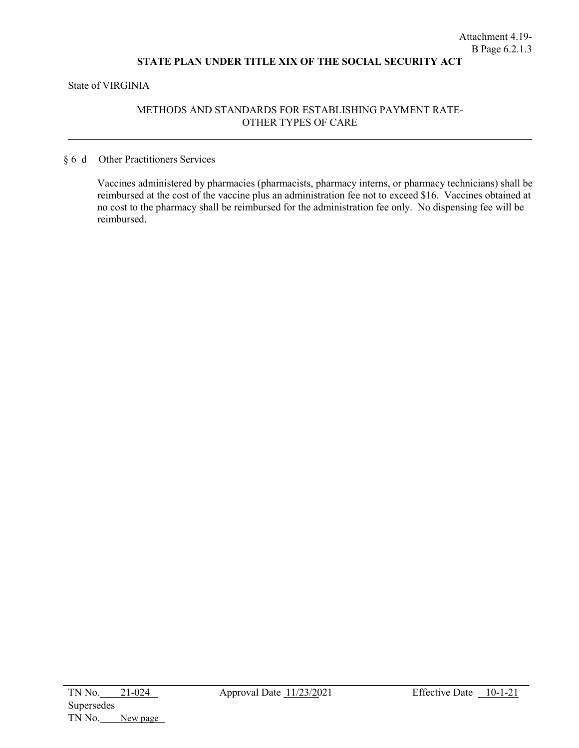Attachment 4.19-B Page 6.2.1.3

**STATE PLAN UNDER TITLE XIX OF THE SOCIAL SECURITY ACT**

State of VIRGINIA

METHODS AND STANDARDS FOR ESTABLISHING PAYMENT RATE- OTHER TYPES OF CARE

§ 6 d Other Practitioners Services

Vaccines administered by pharmacies (pharmacists, pharmacy interns, or pharmacy technicians) shall be reimbursed at the cost of the vaccine plus an administration fee not to exceed $16. Vaccines obtained at no cost to the pharmacy shall be reimbursed for the administration fee only. No dispensing fee will be reimbursed.

TN No. 21-024 Approval Date 11/23/2021 Effective Date 10-1-21
Supersedes
TN No. New page